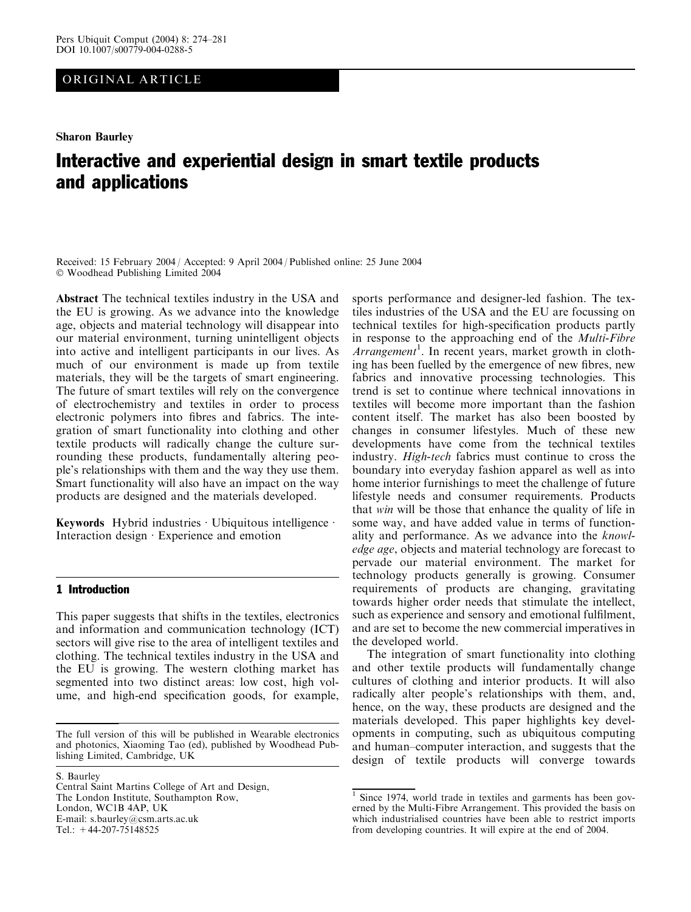ORIGINAL ARTICLE

**Sharon Baurley**

# Interactive and experiential design in smart textile products and applications

Received: 15 February 2004 / Accepted: 9 April 2004 / Published online: 25 June 2004
© Woodhead Publishing Limited 2004

**Abstract** The technical textiles industry in the USA and the EU is growing. As we advance into the knowledge age, objects and material technology will disappear into our material environment, turning unintelligent objects into active and intelligent participants in our lives. As much of our environment is made up from textile materials, they will be the targets of smart engineering. The future of smart textiles will rely on the convergence of electrochemistry and textiles in order to process electronic polymers into fibres and fabrics. The integration of smart functionality into clothing and other textile products will radically change the culture surrounding these products, fundamentally altering people's relationships with them and the way they use them. Smart functionality will also have an impact on the way products are designed and the materials developed.

**Keywords** Hybrid industries · Ubiquitous intelligence · Interaction design · Experience and emotion

## 1 Introduction

This paper suggests that shifts in the textiles, electronics and information and communication technology (ICT) sectors will give rise to the area of intelligent textiles and clothing. The technical textiles industry in the USA and the EU is growing. The western clothing market has segmented into two distinct areas: low cost, high volume, and high-end specification goods, for example, sports performance and designer-led fashion. The textiles industries of the USA and the EU are focussing on technical textiles for high-specification products partly in response to the approaching end of the *Multi-Fibre Arrangement*[1]. In recent years, market growth in clothing has been fuelled by the emergence of new fibres, new fabrics and innovative processing technologies. This trend is set to continue where technical innovations in textiles will become more important than the fashion content itself. The market has also been boosted by changes in consumer lifestyles. Much of these new developments have come from the technical textiles industry. *High-tech* fabrics must continue to cross the boundary into everyday fashion apparel as well as into home interior furnishings to meet the challenge of future lifestyle needs and consumer requirements. Products that *win* will be those that enhance the quality of life in some way, and have added value in terms of functionality and performance. As we advance into the *knowledge age*, objects and material technology are forecast to pervade our material environment. The market for technology products generally is growing. Consumer requirements of products are changing, gravitating towards higher order needs that stimulate the intellect, such as experience and sensory and emotional fulfilment, and are set to become the new commercial imperatives in the developed world.

The integration of smart functionality into clothing and other textile products will fundamentally change cultures of clothing and interior products. It will also radically alter people's relationships with them, and, hence, on the way, these products are designed and the materials developed. This paper highlights key developments in computing, such as ubiquitous computing and human–computer interaction, and suggests that the design of textile products will converge towards

The full version of this will be published in Wearable electronics and photonics, Xiaoming Tao (ed), published by Woodhead Publishing Limited, Cambridge, UK

S. Baurley
Central Saint Martins College of Art and Design,
The London Institute, Southampton Row,
London, WC1B 4AP, UK
E-mail: s.baurley@csm.arts.ac.uk
Tel.: +44-207-75148525

[1] Since 1974, world trade in textiles and garments has been governed by the Multi-Fibre Arrangement. This provided the basis on which industrialised countries have been able to restrict imports from developing countries. It will expire at the end of 2004.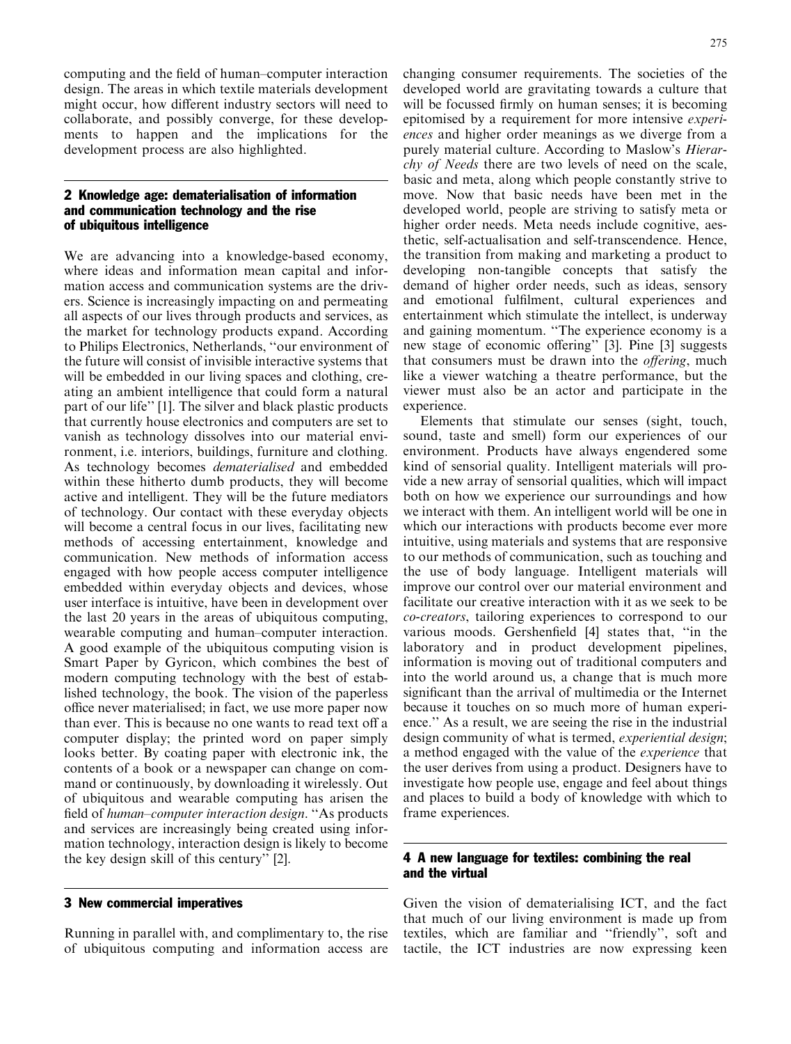computing and the field of human–computer interaction design. The areas in which textile materials development might occur, how different industry sectors will need to collaborate, and possibly converge, for these developments to happen and the implications for the development process are also highlighted.

## 2 Knowledge age: dematerialisation of information and communication technology and the rise of ubiquitous intelligence

We are advancing into a knowledge-based economy, where ideas and information mean capital and information access and communication systems are the drivers. Science is increasingly impacting on and permeating all aspects of our lives through products and services, as the market for technology products expand. According to Philips Electronics, Netherlands, "our environment of the future will consist of invisible interactive systems that will be embedded in our living spaces and clothing, creating an ambient intelligence that could form a natural part of our life" [1]. The silver and black plastic products that currently house electronics and computers are set to vanish as technology dissolves into our material environment, i.e. interiors, buildings, furniture and clothing. As technology becomes *dematerialised* and embedded within these hitherto dumb products, they will become active and intelligent. They will be the future mediators of technology. Our contact with these everyday objects will become a central focus in our lives, facilitating new methods of accessing entertainment, knowledge and communication. New methods of information access engaged with how people access computer intelligence embedded within everyday objects and devices, whose user interface is intuitive, have been in development over the last 20 years in the areas of ubiquitous computing, wearable computing and human–computer interaction. A good example of the ubiquitous computing vision is Smart Paper by Gyricon, which combines the best of modern computing technology with the best of established technology, the book. The vision of the paperless office never materialised; in fact, we use more paper now than ever. This is because no one wants to read text off a computer display; the printed word on paper simply looks better. By coating paper with electronic ink, the contents of a book or a newspaper can change on command or continuously, by downloading it wirelessly. Out of ubiquitous and wearable computing has arisen the field of *human–computer interaction design*. "As products and services are increasingly being created using information technology, interaction design is likely to become the key design skill of this century" [2].

## 3 New commercial imperatives

Running in parallel with, and complimentary to, the rise of ubiquitous computing and information access are changing consumer requirements. The societies of the developed world are gravitating towards a culture that will be focussed firmly on human senses; it is becoming epitomised by a requirement for more intensive *experiences* and higher order meanings as we diverge from a purely material culture. According to Maslow's *Hierarchy of Needs* there are two levels of need on the scale, basic and meta, along which people constantly strive to move. Now that basic needs have been met in the developed world, people are striving to satisfy meta or higher order needs. Meta needs include cognitive, aesthetic, self-actualisation and self-transcendence. Hence, the transition from making and marketing a product to developing non-tangible concepts that satisfy the demand of higher order needs, such as ideas, sensory and emotional fulfilment, cultural experiences and entertainment which stimulate the intellect, is underway and gaining momentum. "The experience economy is a new stage of economic offering" [3]. Pine [3] suggests that consumers must be drawn into the *offering*, much like a viewer watching a theatre performance, but the viewer must also be an actor and participate in the experience.

Elements that stimulate our senses (sight, touch, sound, taste and smell) form our experiences of our environment. Products have always engendered some kind of sensorial quality. Intelligent materials will provide a new array of sensorial qualities, which will impact both on how we experience our surroundings and how we interact with them. An intelligent world will be one in which our interactions with products become ever more intuitive, using materials and systems that are responsive to our methods of communication, such as touching and the use of body language. Intelligent materials will improve our control over our material environment and facilitate our creative interaction with it as we seek to be *co-creators*, tailoring experiences to correspond to our various moods. Gershenfield [4] states that, "in the laboratory and in product development pipelines, information is moving out of traditional computers and into the world around us, a change that is much more significant than the arrival of multimedia or the Internet because it touches on so much more of human experience." As a result, we are seeing the rise in the industrial design community of what is termed, *experiential design*; a method engaged with the value of the *experience* that the user derives from using a product. Designers have to investigate how people use, engage and feel about things and places to build a body of knowledge with which to frame experiences.

## 4 A new language for textiles: combining the real and the virtual

Given the vision of dematerialising ICT, and the fact that much of our living environment is made up from textiles, which are familiar and "friendly", soft and tactile, the ICT industries are now expressing keen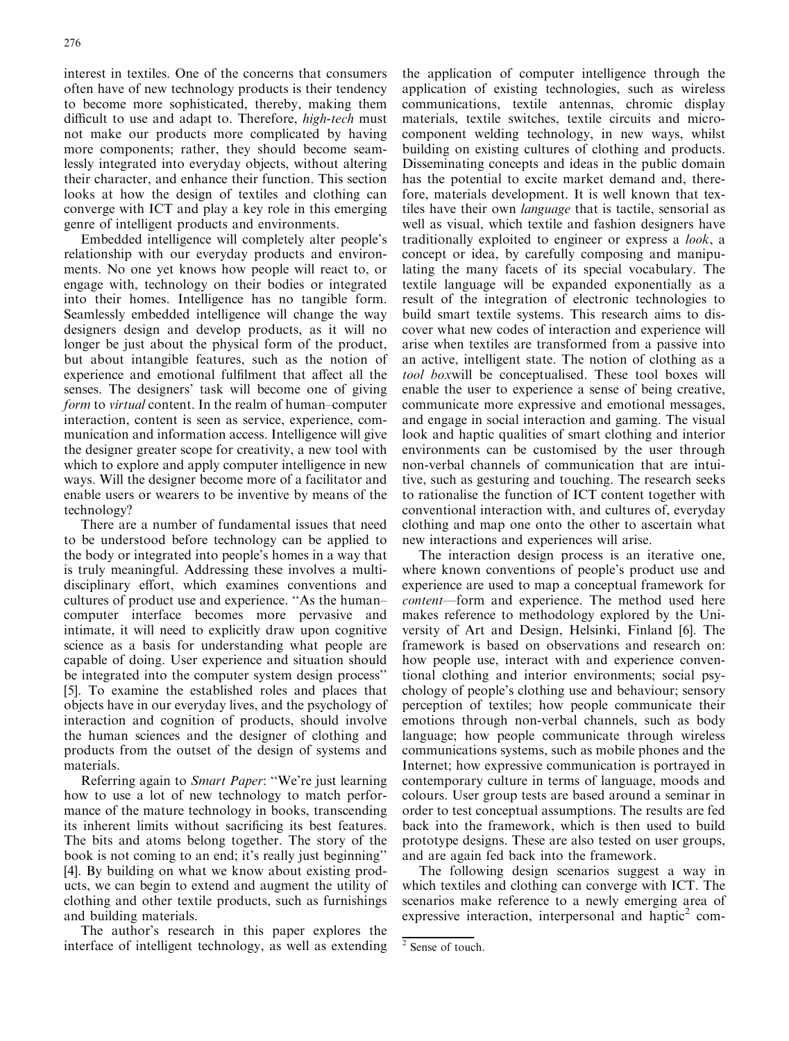interest in textiles. One of the concerns that consumers often have of new technology products is their tendency to become more sophisticated, thereby, making them difficult to use and adapt to. Therefore, *high-tech* must not make our products more complicated by having more components; rather, they should become seamlessly integrated into everyday objects, without altering their character, and enhance their function. This section looks at how the design of textiles and clothing can converge with ICT and play a key role in this emerging genre of intelligent products and environments.

Embedded intelligence will completely alter people's relationship with our everyday products and environments. No one yet knows how people will react to, or engage with, technology on their bodies or integrated into their homes. Intelligence has no tangible form. Seamlessly embedded intelligence will change the way designers design and develop products, as it will no longer be just about the physical form of the product, but about intangible features, such as the notion of experience and emotional fulfilment that affect all the senses. The designers' task will become one of giving *form* to *virtual* content. In the realm of human–computer interaction, content is seen as service, experience, communication and information access. Intelligence will give the designer greater scope for creativity, a new tool with which to explore and apply computer intelligence in new ways. Will the designer become more of a facilitator and enable users or wearers to be inventive by means of the technology?

There are a number of fundamental issues that need to be understood before technology can be applied to the body or integrated into people's homes in a way that is truly meaningful. Addressing these involves a multidisciplinary effort, which examines conventions and cultures of product use and experience. "As the human–computer interface becomes more pervasive and intimate, it will need to explicitly draw upon cognitive science as a basis for understanding what people are capable of doing. User experience and situation should be integrated into the computer system design process" [5]. To examine the established roles and places that objects have in our everyday lives, and the psychology of interaction and cognition of products, should involve the human sciences and the designer of clothing and products from the outset of the design of systems and materials.

Referring again to *Smart Paper*: "We're just learning how to use a lot of new technology to match performance of the mature technology in books, transcending its inherent limits without sacrificing its best features. The bits and atoms belong together. The story of the book is not coming to an end; it's really just beginning" [4]. By building on what we know about existing products, we can begin to extend and augment the utility of clothing and other textile products, such as furnishings and building materials.

The author's research in this paper explores the interface of intelligent technology, as well as extending the application of computer intelligence through the application of existing technologies, such as wireless communications, textile antennas, chromic display materials, textile switches, textile circuits and micro-component welding technology, in new ways, whilst building on existing cultures of clothing and products. Disseminating concepts and ideas in the public domain has the potential to excite market demand and, therefore, materials development. It is well known that textiles have their own *language* that is tactile, sensorial as well as visual, which textile and fashion designers have traditionally exploited to engineer or express a *look*, a concept or idea, by carefully composing and manipulating the many facets of its special vocabulary. The textile language will be expanded exponentially as a result of the integration of electronic technologies to build smart textile systems. This research aims to discover what new codes of interaction and experience will arise when textiles are transformed from a passive into an active, intelligent state. The notion of clothing as a *tool box*will be conceptualised. These tool boxes will enable the user to experience a sense of being creative, communicate more expressive and emotional messages, and engage in social interaction and gaming. The visual look and haptic qualities of smart clothing and interior environments can be customised by the user through non-verbal channels of communication that are intuitive, such as gesturing and touching. The research seeks to rationalise the function of ICT content together with conventional interaction with, and cultures of, everyday clothing and map one onto the other to ascertain what new interactions and experiences will arise.

The interaction design process is an iterative one, where known conventions of people's product use and experience are used to map a conceptual framework for *content*—form and experience. The method used here makes reference to methodology explored by the University of Art and Design, Helsinki, Finland [6]. The framework is based on observations and research on: how people use, interact with and experience conventional clothing and interior environments; social psychology of people's clothing use and behaviour; sensory perception of textiles; how people communicate their emotions through non-verbal channels, such as body language; how people communicate through wireless communications systems, such as mobile phones and the Internet; how expressive communication is portrayed in contemporary culture in terms of language, moods and colours. User group tests are based around a seminar in order to test conceptual assumptions. The results are fed back into the framework, which is then used to build prototype designs. These are also tested on user groups, and are again fed back into the framework.

The following design scenarios suggest a way in which textiles and clothing can converge with ICT. The scenarios make reference to a newly emerging area of expressive interaction, interpersonal and haptic[2] com-

[2] Sense of touch.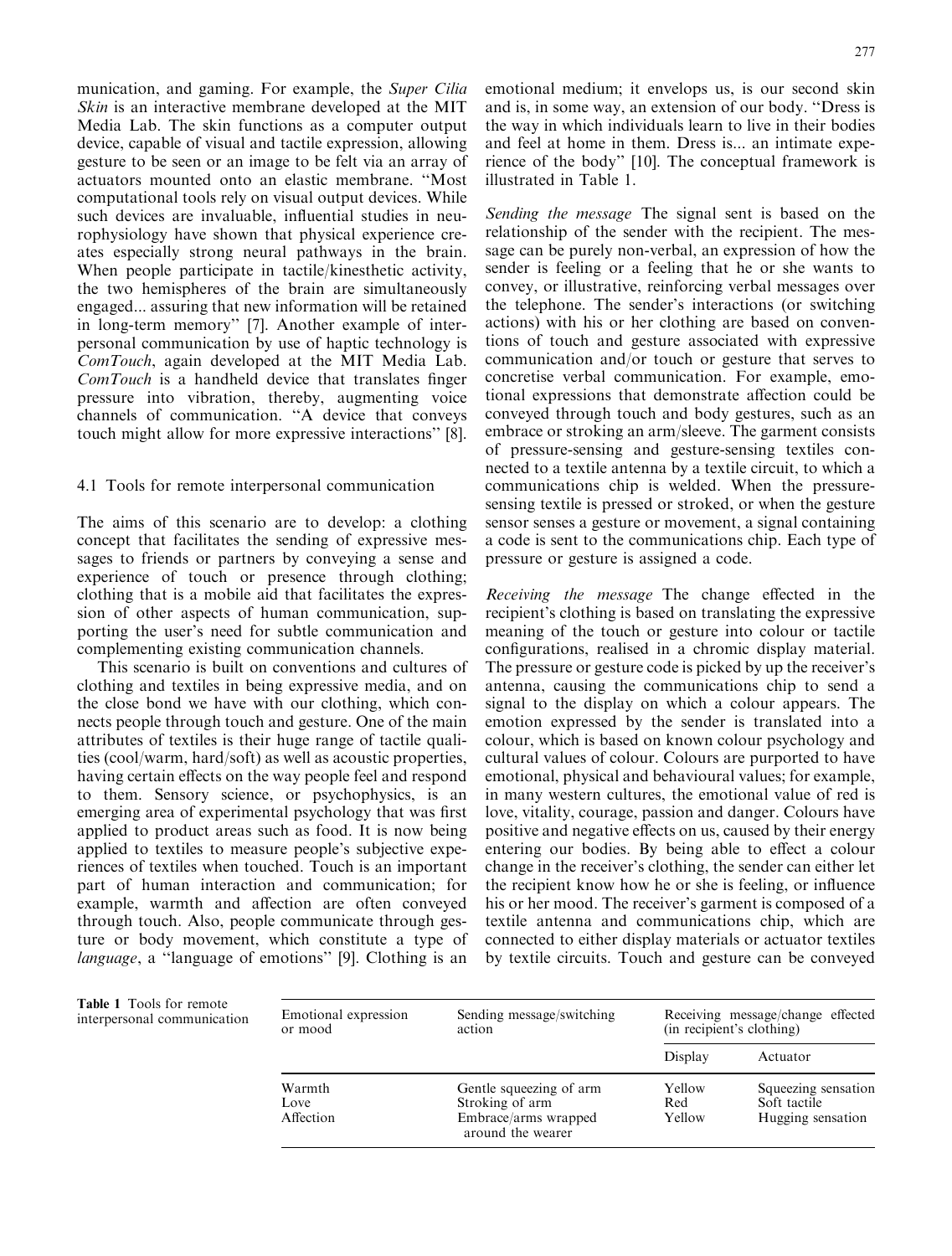munication, and gaming. For example, the *Super Cilia Skin* is an interactive membrane developed at the MIT Media Lab. The skin functions as a computer output device, capable of visual and tactile expression, allowing gesture to be seen or an image to be felt via an array of actuators mounted onto an elastic membrane. "Most computational tools rely on visual output devices. While such devices are invaluable, influential studies in neurophysiology have shown that physical experience creates especially strong neural pathways in the brain. When people participate in tactile/kinesthetic activity, the two hemispheres of the brain are simultaneously engaged... assuring that new information will be retained in long-term memory" [7]. Another example of interpersonal communication by use of haptic technology is *ComTouch*, again developed at the MIT Media Lab. *ComTouch* is a handheld device that translates finger pressure into vibration, thereby, augmenting voice channels of communication. "A device that conveys touch might allow for more expressive interactions" [8].

### 4.1 Tools for remote interpersonal communication

The aims of this scenario are to develop: a clothing concept that facilitates the sending of expressive messages to friends or partners by conveying a sense and experience of touch or presence through clothing; clothing that is a mobile aid that facilitates the expression of other aspects of human communication, supporting the user's need for subtle communication and complementing existing communication channels.

This scenario is built on conventions and cultures of clothing and textiles in being expressive media, and on the close bond we have with our clothing, which connects people through touch and gesture. One of the main attributes of textiles is their huge range of tactile qualities (cool/warm, hard/soft) as well as acoustic properties, having certain effects on the way people feel and respond to them. Sensory science, or psychophysics, is an emerging area of experimental psychology that was first applied to product areas such as food. It is now being applied to textiles to measure people's subjective experiences of textiles when touched. Touch is an important part of human interaction and communication; for example, warmth and affection are often conveyed through touch. Also, people communicate through gesture or body movement, which constitute a type of *language*, a "language of emotions" [9]. Clothing is an emotional medium; it envelops us, is our second skin and is, in some way, an extension of our body. "Dress is the way in which individuals learn to live in their bodies and feel at home in them. Dress is... an intimate experience of the body" [10]. The conceptual framework is illustrated in Table 1.

*Sending the message* The signal sent is based on the relationship of the sender with the recipient. The message can be purely non-verbal, an expression of how the sender is feeling or a feeling that he or she wants to convey, or illustrative, reinforcing verbal messages over the telephone. The sender's interactions (or switching actions) with his or her clothing are based on conventions of touch and gesture associated with expressive communication and/or touch or gesture that serves to concretise verbal communication. For example, emotional expressions that demonstrate affection could be conveyed through touch and body gestures, such as an embrace or stroking an arm/sleeve. The garment consists of pressure-sensing and gesture-sensing textiles connected to a textile antenna by a textile circuit, to which a communications chip is welded. When the pressure-sensing textile is pressed or stroked, or when the gesture sensor senses a gesture or movement, a signal containing a code is sent to the communications chip. Each type of pressure or gesture is assigned a code.

*Receiving the message* The change effected in the recipient's clothing is based on translating the expressive meaning of the touch or gesture into colour or tactile configurations, realised in a chromic display material. The pressure or gesture code is picked by up the receiver's antenna, causing the communications chip to send a signal to the display on which a colour appears. The emotion expressed by the sender is translated into a colour, which is based on known colour psychology and cultural values of colour. Colours are purported to have emotional, physical and behavioural values; for example, in many western cultures, the emotional value of red is love, vitality, courage, passion and danger. Colours have positive and negative effects on us, caused by their energy entering our bodies. By being able to effect a colour change in the receiver's clothing, the sender can either let the recipient know how he or she is feeling, or influence his or her mood. The receiver's garment is composed of a textile antenna and communications chip, which are connected to either display materials or actuator textiles by textile circuits. Touch and gesture can be conveyed

**Table 1** Tools for remote interpersonal communication

| Emotional expression or mood | Sending message/switching action | Receiving message/change effected (in recipient's clothing) | |
|---|---|---|---|
| | | Display | Actuator |
| Warmth | Gentle squeezing of arm | Yellow | Squeezing sensation |
| Love | Stroking of arm | Red | Soft tactile |
| Affection | Embrace/arms wrapped around the wearer | Yellow | Hugging sensation |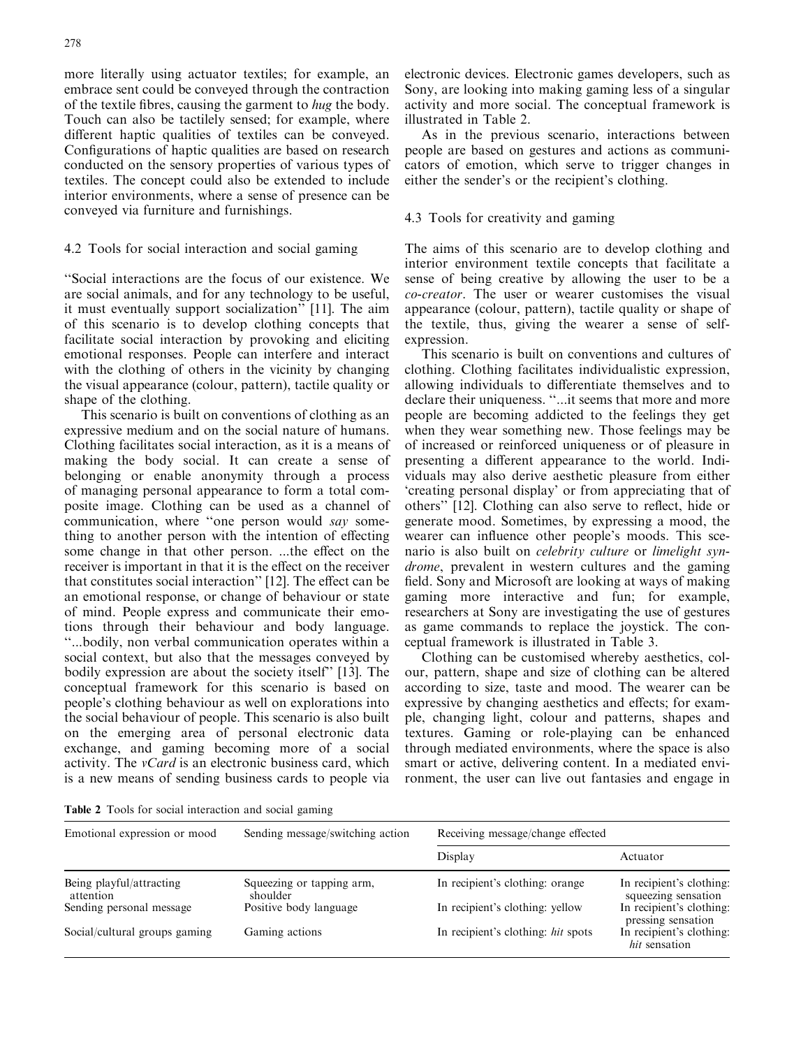more literally using actuator textiles; for example, an embrace sent could be conveyed through the contraction of the textile fibres, causing the garment to *hug* the body. Touch can also be tactilely sensed; for example, where different haptic qualities of textiles can be conveyed. Configurations of haptic qualities are based on research conducted on the sensory properties of various types of textiles. The concept could also be extended to include interior environments, where a sense of presence can be conveyed via furniture and furnishings.

### 4.2 Tools for social interaction and social gaming

"Social interactions are the focus of our existence. We are social animals, and for any technology to be useful, it must eventually support socialization" [11]. The aim of this scenario is to develop clothing concepts that facilitate social interaction by provoking and eliciting emotional responses. People can interfere and interact with the clothing of others in the vicinity by changing the visual appearance (colour, pattern), tactile quality or shape of the clothing.

This scenario is built on conventions of clothing as an expressive medium and on the social nature of humans. Clothing facilitates social interaction, as it is a means of making the body social. It can create a sense of belonging or enable anonymity through a process of managing personal appearance to form a total composite image. Clothing can be used as a channel of communication, where "one person would *say* something to another person with the intention of effecting some change in that other person. ...the effect on the receiver is important in that it is the effect on the receiver that constitutes social interaction" [12]. The effect can be an emotional response, or change of behaviour or state of mind. People express and communicate their emotions through their behaviour and body language. "...bodily, non verbal communication operates within a social context, but also that the messages conveyed by bodily expression are about the society itself" [13]. The conceptual framework for this scenario is based on people's clothing behaviour as well on explorations into the social behaviour of people. This scenario is also built on the emerging area of personal electronic data exchange, and gaming becoming more of a social activity. The *vCard* is an electronic business card, which is a new means of sending business cards to people via electronic devices. Electronic games developers, such as Sony, are looking into making gaming less of a singular activity and more social. The conceptual framework is illustrated in Table 2.

As in the previous scenario, interactions between people are based on gestures and actions as communicators of emotion, which serve to trigger changes in either the sender's or the recipient's clothing.

### 4.3 Tools for creativity and gaming

The aims of this scenario are to develop clothing and interior environment textile concepts that facilitate a sense of being creative by allowing the user to be a *co-creator*. The user or wearer customises the visual appearance (colour, pattern), tactile quality or shape of the textile, thus, giving the wearer a sense of self-expression.

This scenario is built on conventions and cultures of clothing. Clothing facilitates individualistic expression, allowing individuals to differentiate themselves and to declare their uniqueness. "...it seems that more and more people are becoming addicted to the feelings they get when they wear something new. Those feelings may be of increased or reinforced uniqueness or of pleasure in presenting a different appearance to the world. Individuals may also derive aesthetic pleasure from either 'creating personal display' or from appreciating that of others" [12]. Clothing can also serve to reflect, hide or generate mood. Sometimes, by expressing a mood, the wearer can influence other people's moods. This scenario is also built on *celebrity culture* or *limelight syndrome*, prevalent in western cultures and the gaming field. Sony and Microsoft are looking at ways of making gaming more interactive and fun; for example, researchers at Sony are investigating the use of gestures as game commands to replace the joystick. The conceptual framework is illustrated in Table 3.

Clothing can be customised whereby aesthetics, colour, pattern, shape and size of clothing can be altered according to size, taste and mood. The wearer can be expressive by changing aesthetics and effects; for example, changing light, colour and patterns, shapes and textures. Gaming or role-playing can be enhanced through mediated environments, where the space is also smart or active, delivering content. In a mediated environment, the user can live out fantasies and engage in

**Table 2** Tools for social interaction and social gaming

| Emotional expression or mood | Sending message/switching action | Receiving message/change effected | |
|---|---|---|---|
| | | Display | Actuator |
| Being playful/attracting attention | Squeezing or tapping arm, shoulder | In recipient's clothing: orange | In recipient's clothing: squeezing sensation |
| Sending personal message | Positive body language | In recipient's clothing: yellow | In recipient's clothing: pressing sensation |
| Social/cultural groups gaming | Gaming actions | In recipient's clothing: *hit* spots | In recipient's clothing: *hit* sensation |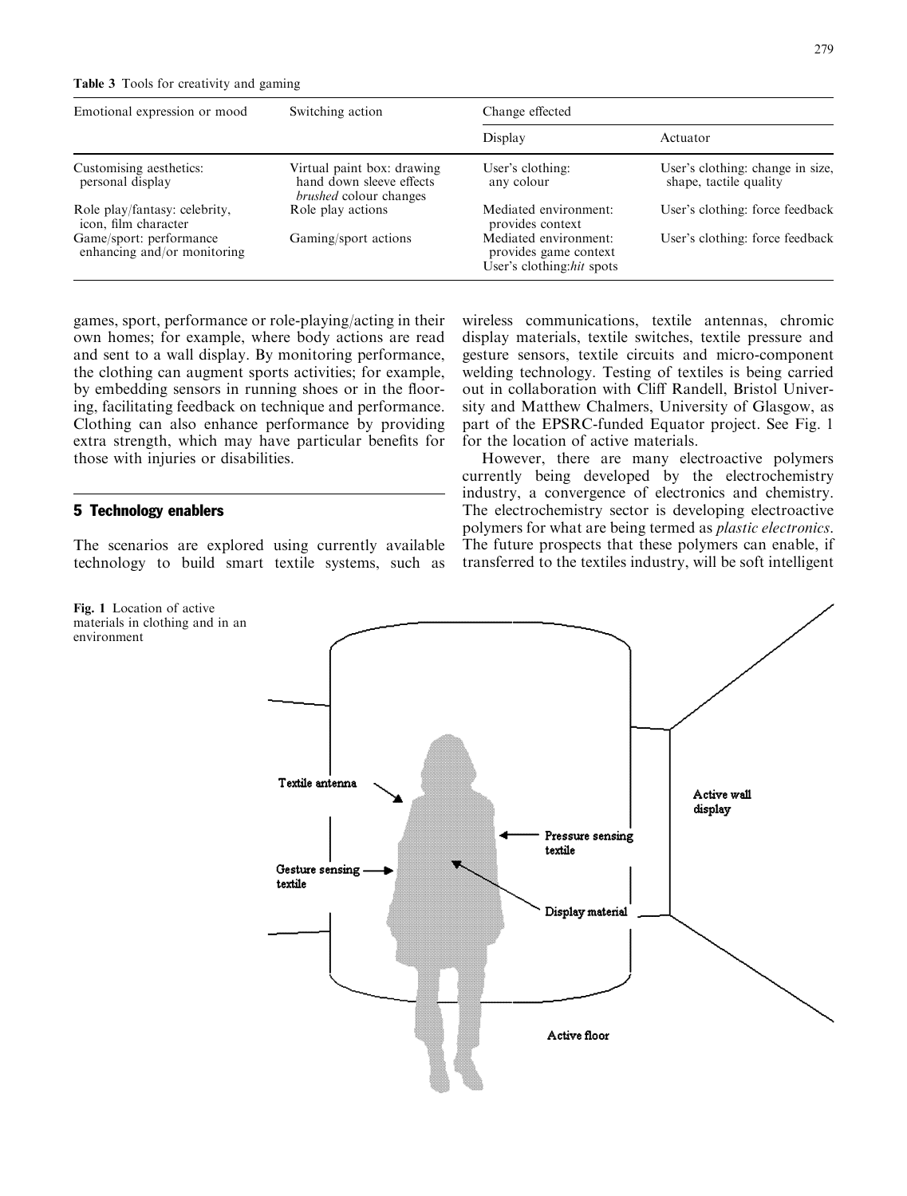**Table 3** Tools for creativity and gaming

| Emotional expression or mood | Switching action | Change effected | |
|---|---|---|---|
| | | Display | Actuator |
| Customising aesthetics: personal display | Virtual paint box: drawing hand down sleeve effects *brushed* colour changes | User's clothing: any colour | User's clothing: change in size, shape, tactile quality |
| Role play/fantasy: celebrity, icon, film character | Role play actions | Mediated environment: provides context | User's clothing: force feedback |
| Game/sport: performance enhancing and/or monitoring | Gaming/sport actions | Mediated environment: provides game context User's clothing: *hit* spots | User's clothing: force feedback |

games, sport, performance or role-playing/acting in their own homes; for example, where body actions are read and sent to a wall display. By monitoring performance, the clothing can augment sports activities; for example, by embedding sensors in running shoes or in the flooring, facilitating feedback on technique and performance. Clothing can also enhance performance by providing extra strength, which may have particular benefits for those with injuries or disabilities.

## 5 Technology enablers

The scenarios are explored using currently available technology to build smart textile systems, such as wireless communications, textile antennas, chromic display materials, textile switches, textile pressure and gesture sensors, textile circuits and micro-component welding technology. Testing of textiles is being carried out in collaboration with Cliff Randell, Bristol University and Matthew Chalmers, University of Glasgow, as part of the EPSRC-funded Equator project. See Fig. 1 for the location of active materials.

However, there are many electroactive polymers currently being developed by the electrochemistry industry, a convergence of electronics and chemistry. The electrochemistry sector is developing electroactive polymers for what are being termed as *plastic electronics*. The future prospects that these polymers can enable, if transferred to the textiles industry, will be soft intelligent

**Fig. 1** Location of active materials in clothing and in an environment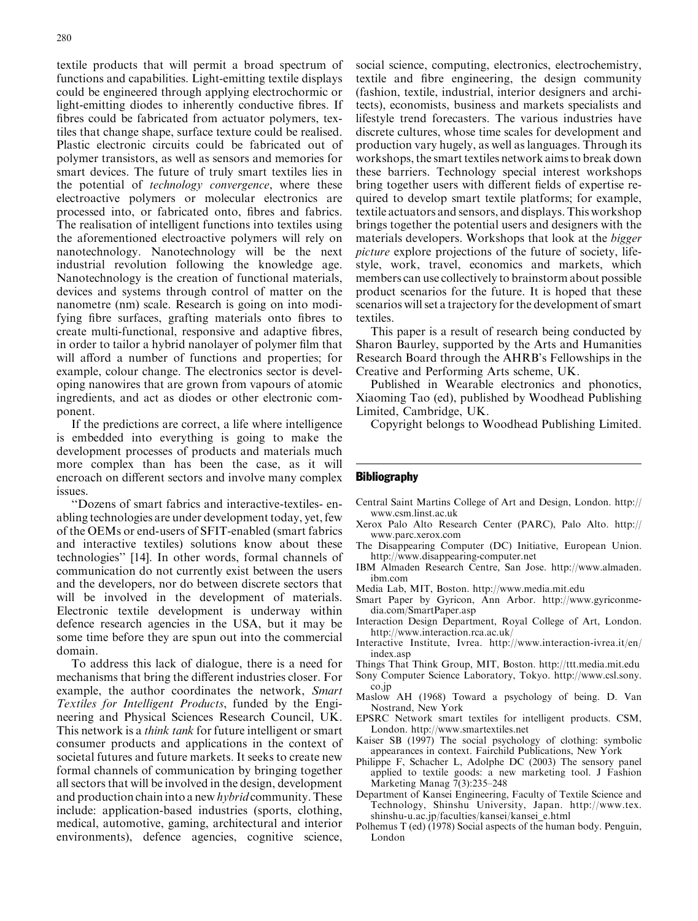textile products that will permit a broad spectrum of functions and capabilities. Light-emitting textile displays could be engineered through applying electrochormic or light-emitting diodes to inherently conductive fibres. If fibres could be fabricated from actuator polymers, textiles that change shape, surface texture could be realised. Plastic electronic circuits could be fabricated out of polymer transistors, as well as sensors and memories for smart devices. The future of truly smart textiles lies in the potential of *technology convergence*, where these electroactive polymers or molecular electronics are processed into, or fabricated onto, fibres and fabrics. The realisation of intelligent functions into textiles using the aforementioned electroactive polymers will rely on nanotechnology. Nanotechnology will be the next industrial revolution following the knowledge age. Nanotechnology is the creation of functional materials, devices and systems through control of matter on the nanometre (nm) scale. Research is going on into modifying fibre surfaces, grafting materials onto fibres to create multi-functional, responsive and adaptive fibres, in order to tailor a hybrid nanolayer of polymer film that will afford a number of functions and properties; for example, colour change. The electronics sector is developing nanowires that are grown from vapours of atomic ingredients, and act as diodes or other electronic component.

If the predictions are correct, a life where intelligence is embedded into everything is going to make the development processes of products and materials much more complex than has been the case, as it will encroach on different sectors and involve many complex issues.

''Dozens of smart fabrics and interactive-textiles- enabling technologies are under development today, yet, few of the OEMs or end-users of SFIT-enabled (smart fabrics and interactive textiles) solutions know about these technologies'' [14]. In other words, formal channels of communication do not currently exist between the users and the developers, nor do between discrete sectors that will be involved in the development of materials. Electronic textile development is underway within defence research agencies in the USA, but it may be some time before they are spun out into the commercial domain.

To address this lack of dialogue, there is a need for mechanisms that bring the different industries closer. For example, the author coordinates the network, *Smart Textiles for Intelligent Products*, funded by the Engineering and Physical Sciences Research Council, UK. This network is a *think tank* for future intelligent or smart consumer products and applications in the context of societal futures and future markets. It seeks to create new formal channels of communication by bringing together all sectors that will be involved in the design, development and production chain into a new *hybrid* community. These include: application-based industries (sports, clothing, medical, automotive, gaming, architectural and interior environments), defence agencies, cognitive science, social science, computing, electronics, electrochemistry, textile and fibre engineering, the design community (fashion, textile, industrial, interior designers and architects), economists, business and markets specialists and lifestyle trend forecasters. The various industries have discrete cultures, whose time scales for development and production vary hugely, as well as languages. Through its workshops, the smart textiles network aims to break down these barriers. Technology special interest workshops bring together users with different fields of expertise required to develop smart textile platforms; for example, textile actuators and sensors, and displays. This workshop brings together the potential users and designers with the materials developers. Workshops that look at the *bigger picture* explore projections of the future of society, lifestyle, work, travel, economics and markets, which members can use collectively to brainstorm about possible product scenarios for the future. It is hoped that these scenarios will set a trajectory for the development of smart textiles.

This paper is a result of research being conducted by Sharon Baurley, supported by the Arts and Humanities Research Board through the AHRB's Fellowships in the Creative and Performing Arts scheme, UK.

Published in Wearable electronics and phonotics, Xiaoming Tao (ed), published by Woodhead Publishing Limited, Cambridge, UK.

Copyright belongs to Woodhead Publishing Limited.

## Bibliography

Central Saint Martins College of Art and Design, London. http://www.csm.linst.ac.uk

Xerox Palo Alto Research Center (PARC), Palo Alto. http://www.parc.xerox.com

The Disappearing Computer (DC) Initiative, European Union. http://www.disappearing-computer.net

IBM Almaden Research Centre, San Jose. http://www.almaden.ibm.com

Media Lab, MIT, Boston. http://www.media.mit.edu

Smart Paper by Gyricon, Ann Arbor. http://www.gyriconmedia.com/SmartPaper.asp

Interaction Design Department, Royal College of Art, London. http://www.interaction.rca.ac.uk/

Interactive Institute, Ivrea. http://www.interaction-ivrea.it/en/index.asp

Things That Think Group, MIT, Boston. http://ttt.media.mit.edu

Sony Computer Science Laboratory, Tokyo. http://www.csl.sony.co.jp

Maslow AH (1968) Toward a psychology of being. D. Van Nostrand, New York

EPSRC Network smart textiles for intelligent products. CSM, London. http://www.smartextiles.net

Kaiser SB (1997) The social psychology of clothing: symbolic appearances in context. Fairchild Publications, New York

Philippe F, Schacher L, Adolphe DC (2003) The sensory panel applied to textile goods: a new marketing tool. J Fashion Marketing Manag 7(3):235–248

Department of Kansei Engineering, Faculty of Textile Science and Technology, Shinshu University, Japan. http://www.tex.shinshu-u.ac.jp/faculties/kansei/kansei_e.html

Polhemus T (ed) (1978) Social aspects of the human body. Penguin, London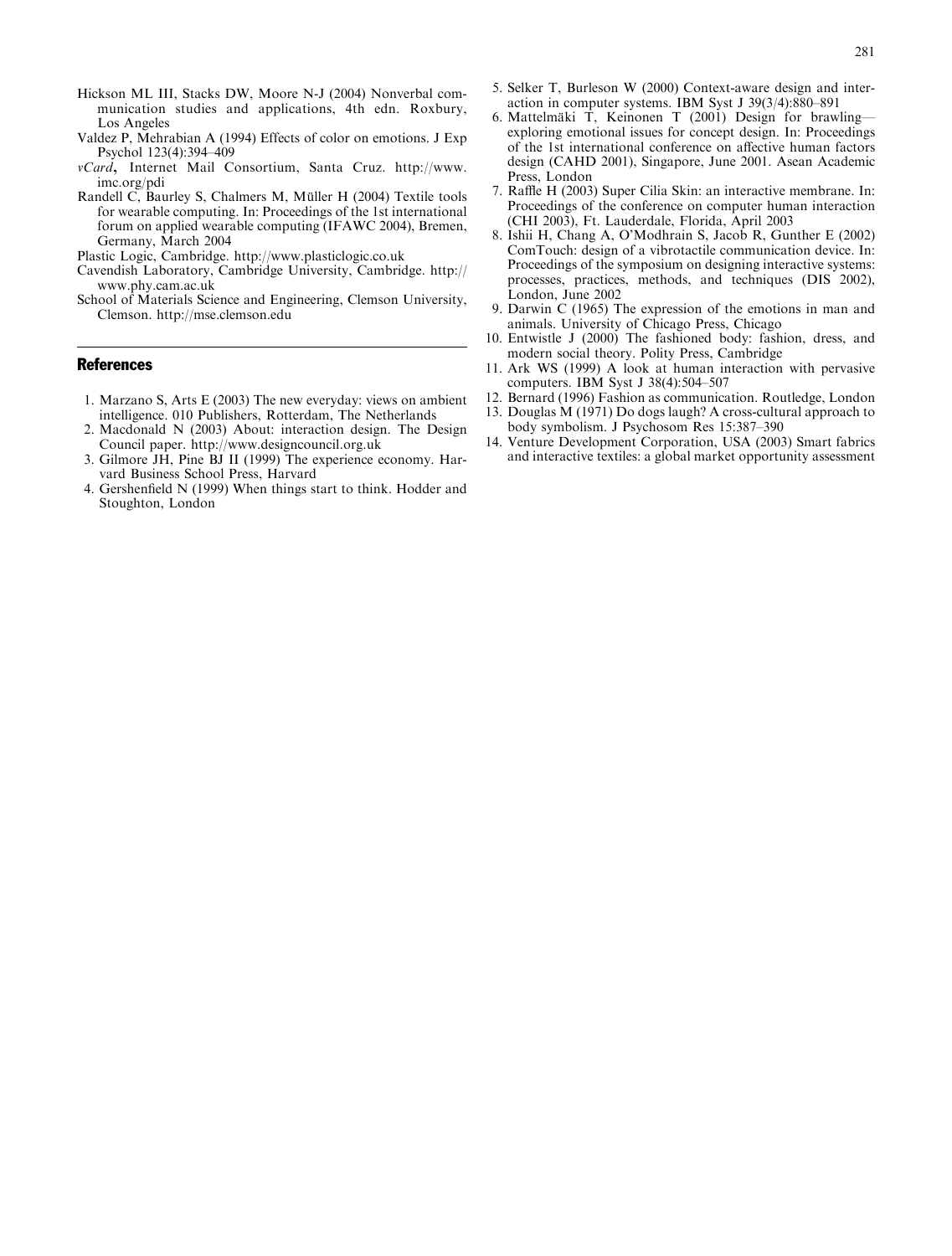Hickson ML III, Stacks DW, Moore N-J (2004) Nonverbal communication studies and applications, 4th edn. Roxbury, Los Angeles

Valdez P, Mehrabian A (1994) Effects of color on emotions. J Exp Psychol 123(4):394–409

*vCard*, Internet Mail Consortium, Santa Cruz. http://www.imc.org/pdi

Randell C, Baurley S, Chalmers M, Müller H (2004) Textile tools for wearable computing. In: Proceedings of the 1st international forum on applied wearable computing (IFAWC 2004), Bremen, Germany, March 2004

Plastic Logic, Cambridge. http://www.plasticlogic.co.uk

Cavendish Laboratory, Cambridge University, Cambridge. http://www.phy.cam.ac.uk

School of Materials Science and Engineering, Clemson University, Clemson. http://mse.clemson.edu

## References

1. Marzano S, Arts E (2003) The new everyday: views on ambient intelligence. 010 Publishers, Rotterdam, The Netherlands
2. Macdonald N (2003) About: interaction design. The Design Council paper. http://www.designcouncil.org.uk
3. Gilmore JH, Pine BJ II (1999) The experience economy. Harvard Business School Press, Harvard
4. Gershenfield N (1999) When things start to think. Hodder and Stoughton, London
5. Selker T, Burleson W (2000) Context-aware design and interaction in computer systems. IBM Syst J 39(3/4):880–891
6. Mattelmäki T, Keinonen T (2001) Design for brawling—exploring emotional issues for concept design. In: Proceedings of the 1st international conference on affective human factors design (CAHD 2001), Singapore, June 2001. Asean Academic Press, London
7. Raffle H (2003) Super Cilia Skin: an interactive membrane. In: Proceedings of the conference on computer human interaction (CHI 2003), Ft. Lauderdale, Florida, April 2003
8. Ishii H, Chang A, O'Modhrain S, Jacob R, Gunther E (2002) ComTouch: design of a vibrotactile communication device. In: Proceedings of the symposium on designing interactive systems: processes, practices, methods, and techniques (DIS 2002), London, June 2002
9. Darwin C (1965) The expression of the emotions in man and animals. University of Chicago Press, Chicago
10. Entwistle J (2000) The fashioned body: fashion, dress, and modern social theory. Polity Press, Cambridge
11. Ark WS (1999) A look at human interaction with pervasive computers. IBM Syst J 38(4):504–507
12. Bernard (1996) Fashion as communication. Routledge, London
13. Douglas M (1971) Do dogs laugh? A cross-cultural approach to body symbolism. J Psychosom Res 15:387–390
14. Venture Development Corporation, USA (2003) Smart fabrics and interactive textiles: a global market opportunity assessment